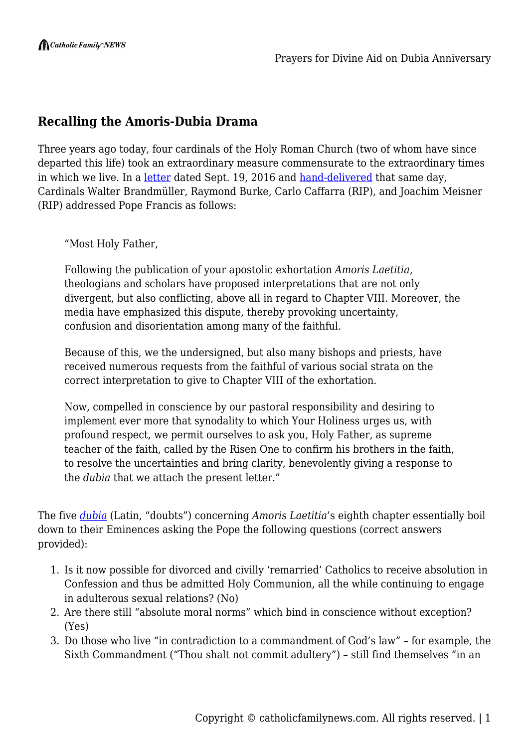## Recalling the Amoris-Dubia Drama

Three years ago today, four cardinals of the Holy Roman Church (two of whom have since departed this life) took an extraordinary measure commensurate to the extraordinary times in which we live. In a letter dated Sept. 19, 2016 and hand-delivered that same day, Cardinals Walter Brandmüller, Raymond Burke, Carlo Caffarra (RIP), and Joachim Meisner (RIP) addressed Pope Francis as follows:

> "Most Holy Father,
>
> Following the publication of your apostolic exhortation *Amoris Laetitia*, theologians and scholars have proposed interpretations that are not only divergent, but also conflicting, above all in regard to Chapter VIII. Moreover, the media have emphasized this dispute, thereby provoking uncertainty, confusion and disorientation among many of the faithful.
>
> Because of this, we the undersigned, but also many bishops and priests, have received numerous requests from the faithful of various social strata on the correct interpretation to give to Chapter VIII of the exhortation.
>
> Now, compelled in conscience by our pastoral responsibility and desiring to implement ever more that synodality to which Your Holiness urges us, with profound respect, we permit ourselves to ask you, Holy Father, as supreme teacher of the faith, called by the Risen One to confirm his brothers in the faith, to resolve the uncertainties and bring clarity, benevolently giving a response to the *dubia* that we attach the present letter."

The five *dubia* (Latin, "doubts") concerning *Amoris Laetitia*'s eighth chapter essentially boil down to their Eminences asking the Pope the following questions (correct answers provided):

1. Is it now possible for divorced and civilly 'remarried' Catholics to receive absolution in Confession and thus be admitted Holy Communion, all the while continuing to engage in adulterous sexual relations? (No)
2. Are there still "absolute moral norms" which bind in conscience without exception? (Yes)
3. Do those who live "in contradiction to a commandment of God's law" – for example, the Sixth Commandment ("Thou shalt not commit adultery") – still find themselves "in an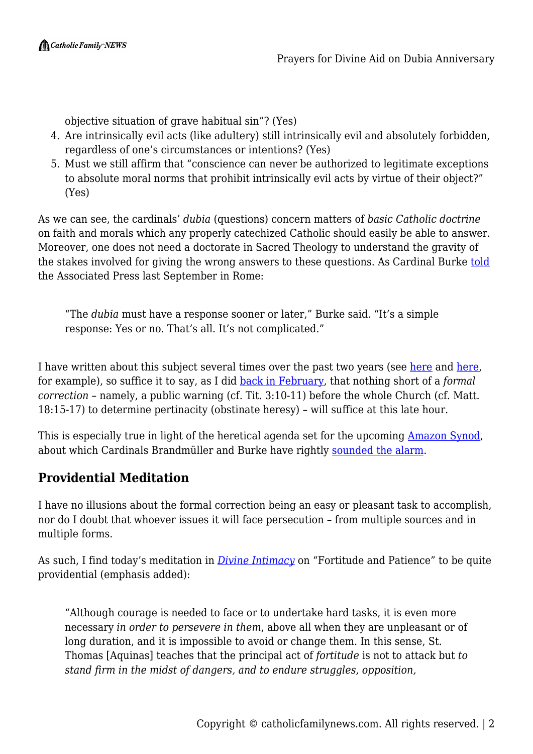objective situation of grave habitual sin"? (Yes)

4. Are intrinsically evil acts (like adultery) still intrinsically evil and absolutely forbidden, regardless of one's circumstances or intentions? (Yes)
5. Must we still affirm that "conscience can never be authorized to legitimate exceptions to absolute moral norms that prohibit intrinsically evil acts by virtue of their object?" (Yes)

As we can see, the cardinals' *dubia* (questions) concern matters of *basic Catholic doctrine* on faith and morals which any properly catechized Catholic should easily be able to answer. Moreover, one does not need a doctorate in Sacred Theology to understand the gravity of the stakes involved for giving the wrong answers to these questions. As Cardinal Burke told the Associated Press last September in Rome:

> "The *dubia* must have a response sooner or later," Burke said. "It's a simple response: Yes or no. That's all. It's not complicated."

I have written about this subject several times over the past two years (see here and here, for example), so suffice it to say, as I did back in February, that nothing short of a *formal correction* – namely, a public warning (cf. Tit. 3:10-11) before the whole Church (cf. Matt. 18:15-17) to determine pertinacity (obstinate heresy) – will suffice at this late hour.

This is especially true in light of the heretical agenda set for the upcoming Amazon Synod, about which Cardinals Brandmüller and Burke have rightly sounded the alarm.

## Providential Meditation

I have no illusions about the formal correction being an easy or pleasant task to accomplish, nor do I doubt that whoever issues it will face persecution – from multiple sources and in multiple forms.

As such, I find today's meditation in *Divine Intimacy* on "Fortitude and Patience" to be quite providential (emphasis added):

> "Although courage is needed to face or to undertake hard tasks, it is even more necessary *in order to persevere in them*, above all when they are unpleasant or of long duration, and it is impossible to avoid or change them. In this sense, St. Thomas [Aquinas] teaches that the principal act of *fortitude* is not to attack but *to stand firm in the midst of dangers, and to endure struggles, opposition,*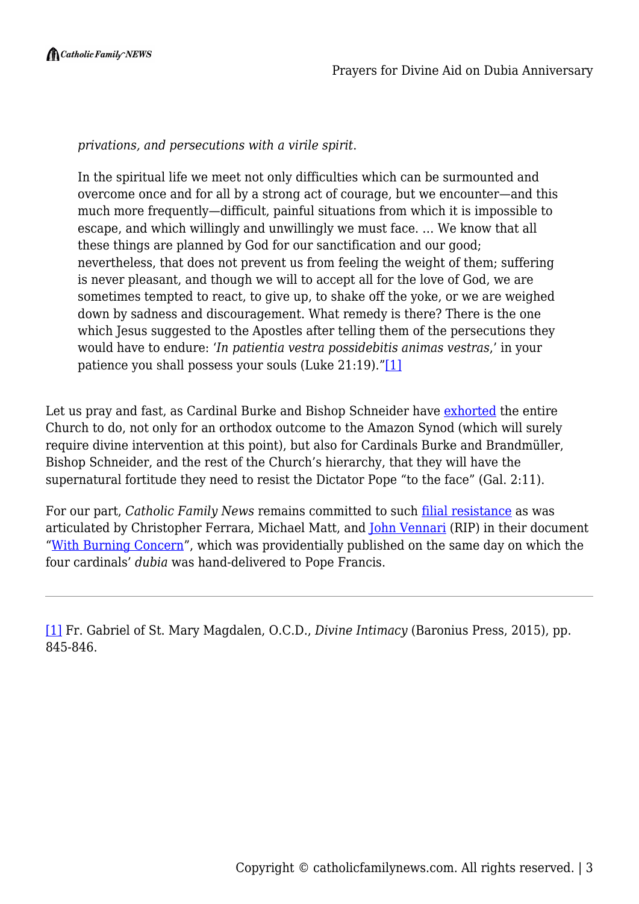> *privations, and persecutions with a virile spirit*.
>
> In the spiritual life we meet not only difficulties which can be surmounted and overcome once and for all by a strong act of courage, but we encounter—and this much more frequently—difficult, painful situations from which it is impossible to escape, and which willingly and unwillingly we must face. … We know that all these things are planned by God for our sanctification and our good; nevertheless, that does not prevent us from feeling the weight of them; suffering is never pleasant, and though we will to accept all for the love of God, we are sometimes tempted to react, to give up, to shake off the yoke, or we are weighed down by sadness and discouragement. What remedy is there? There is the one which Jesus suggested to the Apostles after telling them of the persecutions they would have to endure: '*In patientia vestra possidebitis animas vestras*,' in your patience you shall possess your souls (Luke 21:19)."[1]

Let us pray and fast, as Cardinal Burke and Bishop Schneider have exhorted the entire Church to do, not only for an orthodox outcome to the Amazon Synod (which will surely require divine intervention at this point), but also for Cardinals Burke and Brandmüller, Bishop Schneider, and the rest of the Church's hierarchy, that they will have the supernatural fortitude they need to resist the Dictator Pope "to the face" (Gal. 2:11).

For our part, *Catholic Family News* remains committed to such filial resistance as was articulated by Christopher Ferrara, Michael Matt, and John Vennari (RIP) in their document "With Burning Concern", which was providentially published on the same day on which the four cardinals' *dubia* was hand-delivered to Pope Francis.

---

[1] Fr. Gabriel of St. Mary Magdalen, O.C.D., *Divine Intimacy* (Baronius Press, 2015), pp. 845-846.